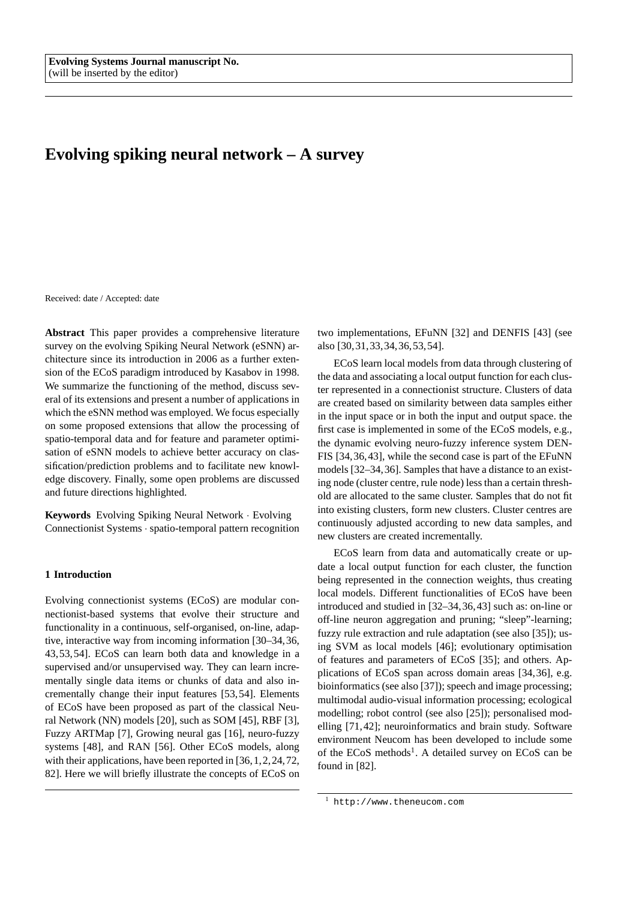**Evolving Systems Journal manuscript No.**
(will be inserted by the editor)

# Evolving spiking neural network – A survey

Received: date / Accepted: date

**Abstract** This paper provides a comprehensive literature survey on the evolving Spiking Neural Network (eSNN) architecture since its introduction in 2006 as a further extension of the ECoS paradigm introduced by Kasabov in 1998. We summarize the functioning of the method, discuss several of its extensions and present a number of applications in which the eSNN method was employed. We focus especially on some proposed extensions that allow the processing of spatio-temporal data and for feature and parameter optimisation of eSNN models to achieve better accuracy on classification/prediction problems and to facilitate new knowledge discovery. Finally, some open problems are discussed and future directions highlighted.

**Keywords** Evolving Spiking Neural Network · Evolving Connectionist Systems · spatio-temporal pattern recognition

## 1 Introduction

Evolving connectionist systems (ECoS) are modular connectionist-based systems that evolve their structure and functionality in a continuous, self-organised, on-line, adaptive, interactive way from incoming information [30–34,36, 43,53,54]. ECoS can learn both data and knowledge in a supervised and/or unsupervised way. They can learn incrementally single data items or chunks of data and also incrementally change their input features [53,54]. Elements of ECoS have been proposed as part of the classical Neural Network (NN) models [20], such as SOM [45], RBF [3], Fuzzy ARTMap [7], Growing neural gas [16], neuro-fuzzy systems [48], and RAN [56]. Other ECoS models, along with their applications, have been reported in [36,1,2,24,72, 82]. Here we will briefly illustrate the concepts of ECoS on two implementations, EFuNN [32] and DENFIS [43] (see also [30,31,33,34,36,53,54].

ECoS learn local models from data through clustering of the data and associating a local output function for each cluster represented in a connectionist structure. Clusters of data are created based on similarity between data samples either in the input space or in both the input and output space. the first case is implemented in some of the ECoS models, e.g., the dynamic evolving neuro-fuzzy inference system DENFIS [34,36,43], while the second case is part of the EFuNN models [32–34,36]. Samples that have a distance to an existing node (cluster centre, rule node) less than a certain threshold are allocated to the same cluster. Samples that do not fit into existing clusters, form new clusters. Cluster centres are continuously adjusted according to new data samples, and new clusters are created incrementally.

ECoS learn from data and automatically create or update a local output function for each cluster, the function being represented in the connection weights, thus creating local models. Different functionalities of ECoS have been introduced and studied in [32–34,36,43] such as: on-line or off-line neuron aggregation and pruning; "sleep"-learning; fuzzy rule extraction and rule adaptation (see also [35]); using SVM as local models [46]; evolutionary optimisation of features and parameters of ECoS [35]; and others. Applications of ECoS span across domain areas [34,36], e.g. bioinformatics (see also [37]); speech and image processing; multimodal audio-visual information processing; ecological modelling; robot control (see also [25]); personalised modelling [71,42]; neuroinformatics and brain study. Software environment Neucom has been developed to include some of the ECoS methods[1]. A detailed survey on ECoS can be found in [82].

[1] http://www.theneucom.com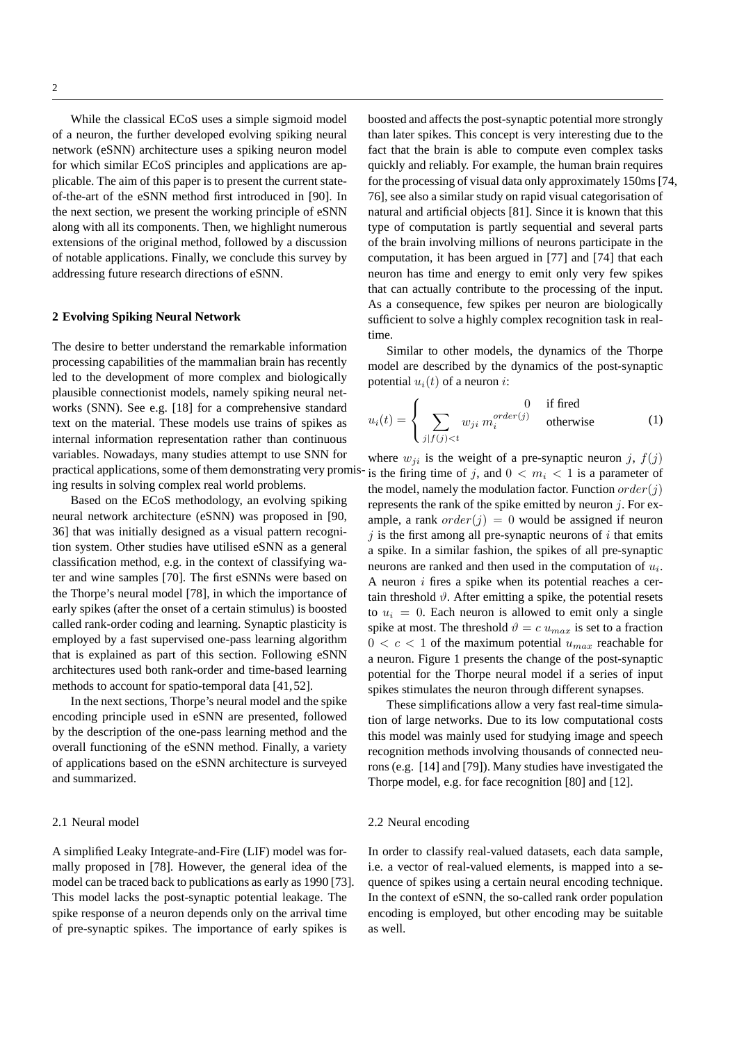While the classical ECoS uses a simple sigmoid model of a neuron, the further developed evolving spiking neural network (eSNN) architecture uses a spiking neuron model for which similar ECoS principles and applications are applicable. The aim of this paper is to present the current state-of-the-art of the eSNN method first introduced in [90]. In the next section, we present the working principle of eSNN along with all its components. Then, we highlight numerous extensions of the original method, followed by a discussion of notable applications. Finally, we conclude this survey by addressing future research directions of eSNN.

## 2 Evolving Spiking Neural Network

The desire to better understand the remarkable information processing capabilities of the mammalian brain has recently led to the development of more complex and biologically plausible connectionist models, namely spiking neural networks (SNN). See e.g. [18] for a comprehensive standard text on the material. These models use trains of spikes as internal information representation rather than continuous variables. Nowadays, many studies attempt to use SNN for practical applications, some of them demonstrating very promising results in solving complex real world problems.

Based on the ECoS methodology, an evolving spiking neural network architecture (eSNN) was proposed in [90, 36] that was initially designed as a visual pattern recognition system. Other studies have utilised eSNN as a general classification method, e.g. in the context of classifying water and wine samples [70]. The first eSNNs were based on the Thorpe's neural model [78], in which the importance of early spikes (after the onset of a certain stimulus) is boosted called rank-order coding and learning. Synaptic plasticity is employed by a fast supervised one-pass learning algorithm that is explained as part of this section. Following eSNN architectures used both rank-order and time-based learning methods to account for spatio-temporal data [41,52].

In the next sections, Thorpe's neural model and the spike encoding principle used in eSNN are presented, followed by the description of the one-pass learning method and the overall functioning of the eSNN method. Finally, a variety of applications based on the eSNN architecture is surveyed and summarized.

### 2.1 Neural model

A simplified Leaky Integrate-and-Fire (LIF) model was formally proposed in [78]. However, the general idea of the model can be traced back to publications as early as 1990 [73]. This model lacks the post-synaptic potential leakage. The spike response of a neuron depends only on the arrival time of pre-synaptic spikes. The importance of early spikes is boosted and affects the post-synaptic potential more strongly than later spikes. This concept is very interesting due to the fact that the brain is able to compute even complex tasks quickly and reliably. For example, the human brain requires for the processing of visual data only approximately 150ms [74, 76], see also a similar study on rapid visual categorisation of natural and artificial objects [81]. Since it is known that this type of computation is partly sequential and several parts of the brain involving millions of neurons participate in the computation, it has been argued in [77] and [74] that each neuron has time and energy to emit only very few spikes that can actually contribute to the processing of the input. As a consequence, few spikes per neuron are biologically sufficient to solve a highly complex recognition task in real-time.

Similar to other models, the dynamics of the Thorpe model are described by the dynamics of the post-synaptic potential $u_i(t)$ of a neuron $i$:

$$u_i(t) = \begin{cases} 0 & \text{if fired} \\ \sum\limits_{j|f(j)<t} w_{ji}\, m_i^{order(j)} & \text{otherwise} \end{cases} \quad (1)$$

where $w_{ji}$ is the weight of a pre-synaptic neuron $j$, $f(j)$ is the firing time of $j$, and $0 < m_i < 1$ is a parameter of the model, namely the modulation factor. Function $order(j)$ represents the rank of the spike emitted by neuron $j$. For example, a rank $order(j) = 0$ would be assigned if neuron $j$ is the first among all pre-synaptic neurons of $i$ that emits a spike. In a similar fashion, the spikes of all pre-synaptic neurons are ranked and then used in the computation of $u_i$. A neuron $i$ fires a spike when its potential reaches a certain threshold $\vartheta$. After emitting a spike, the potential resets to $u_i = 0$. Each neuron is allowed to emit only a single spike at most. The threshold $\vartheta = c\, u_{max}$ is set to a fraction $0 < c < 1$ of the maximum potential $u_{max}$ reachable for a neuron. Figure 1 presents the change of the post-synaptic potential for the Thorpe neural model if a series of input spikes stimulates the neuron through different synapses.

These simplifications allow a very fast real-time simulation of large networks. Due to its low computational costs this model was mainly used for studying image and speech recognition methods involving thousands of connected neurons (e.g. [14] and [79]). Many studies have investigated the Thorpe model, e.g. for face recognition [80] and [12].

### 2.2 Neural encoding

In order to classify real-valued datasets, each data sample, i.e. a vector of real-valued elements, is mapped into a sequence of spikes using a certain neural encoding technique. In the context of eSNN, the so-called rank order population encoding is employed, but other encoding may be suitable as well.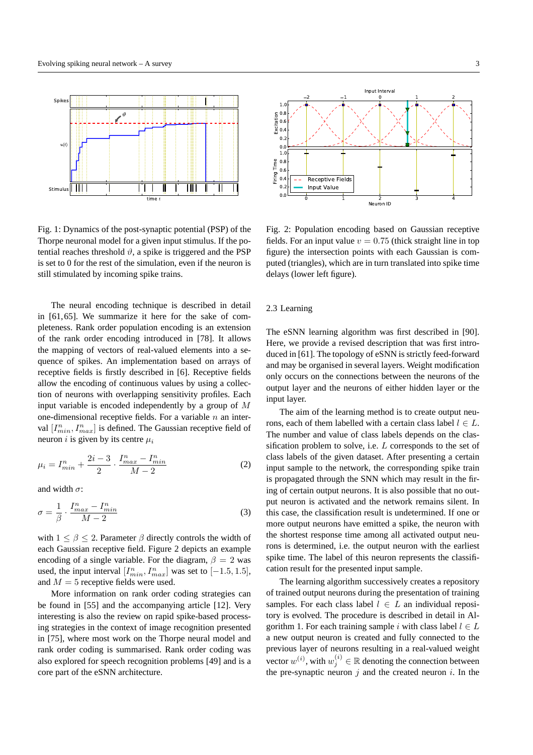Fig. 1: Dynamics of the post-synaptic potential (PSP) of the Thorpe neuronal model for a given input stimulus. If the potential reaches threshold $\vartheta$, a spike is triggered and the PSP is set to 0 for the rest of the simulation, even if the neuron is still stimulated by incoming spike trains.

Fig. 2: Population encoding based on Gaussian receptive fields. For an input value $v = 0.75$ (thick straight line in top figure) the intersection points with each Gaussian is computed (triangles), which are in turn translated into spike time delays (lower left figure).

The neural encoding technique is described in detail in [61,65]. We summarize it here for the sake of completeness. Rank order population encoding is an extension of the rank order encoding introduced in [78]. It allows the mapping of vectors of real-valued elements into a sequence of spikes. An implementation based on arrays of receptive fields is firstly described in [6]. Receptive fields allow the encoding of continuous values by using a collection of neurons with overlapping sensitivity profiles. Each input variable is encoded independently by a group of $M$ one-dimensional receptive fields. For a variable $n$ an interval $[I^n_{min}, I^n_{max}]$ is defined. The Gaussian receptive field of neuron $i$ is given by its centre $\mu_i$

$$\mu_i = I^n_{min} + \frac{2i-3}{2} \cdot \frac{I^n_{max} - I^n_{min}}{M-2} \tag{2}$$

and width $\sigma$:

$$\sigma = \frac{1}{\beta} \cdot \frac{I^n_{max} - I^n_{min}}{M-2} \tag{3}$$

with $1 \leq \beta \leq 2$. Parameter $\beta$ directly controls the width of each Gaussian receptive field. Figure 2 depicts an example encoding of a single variable. For the diagram, $\beta = 2$ was used, the input interval $[I^n_{min}, I^n_{max}]$ was set to $[-1.5, 1.5]$, and $M = 5$ receptive fields were used.

More information on rank order coding strategies can be found in [55] and the accompanying article [12]. Very interesting is also the review on rapid spike-based processing strategies in the context of image recognition presented in [75], where most work on the Thorpe neural model and rank order coding is summarised. Rank order coding was also explored for speech recognition problems [49] and is a core part of the eSNN architecture.

### 2.3 Learning

The eSNN learning algorithm was first described in [90]. Here, we provide a revised description that was first introduced in [61]. The topology of eSNN is strictly feed-forward and may be organised in several layers. Weight modification only occurs on the connections between the neurons of the output layer and the neurons of either hidden layer or the input layer.

The aim of the learning method is to create output neurons, each of them labelled with a certain class label $l \in L$. The number and value of class labels depends on the classification problem to solve, i.e. $L$ corresponds to the set of class labels of the given dataset. After presenting a certain input sample to the network, the corresponding spike train is propagated through the SNN which may result in the firing of certain output neurons. It is also possible that no output neuron is activated and the network remains silent. In this case, the classification result is undetermined. If one or more output neurons have emitted a spike, the neuron with the shortest response time among all activated output neurons is determined, i.e. the output neuron with the earliest spike time. The label of this neuron represents the classification result for the presented input sample.

The learning algorithm successively creates a repository of trained output neurons during the presentation of training samples. For each class label $l \in L$ an individual repository is evolved. The procedure is described in detail in Algorithm 1. For each training sample $i$ with class label $l \in L$ a new output neuron is created and fully connected to the previous layer of neurons resulting in a real-valued weight vector $w^{(i)}$, with $w^{(i)}_j \in \mathbb{R}$ denoting the connection between the pre-synaptic neuron $j$ and the created neuron $i$. In the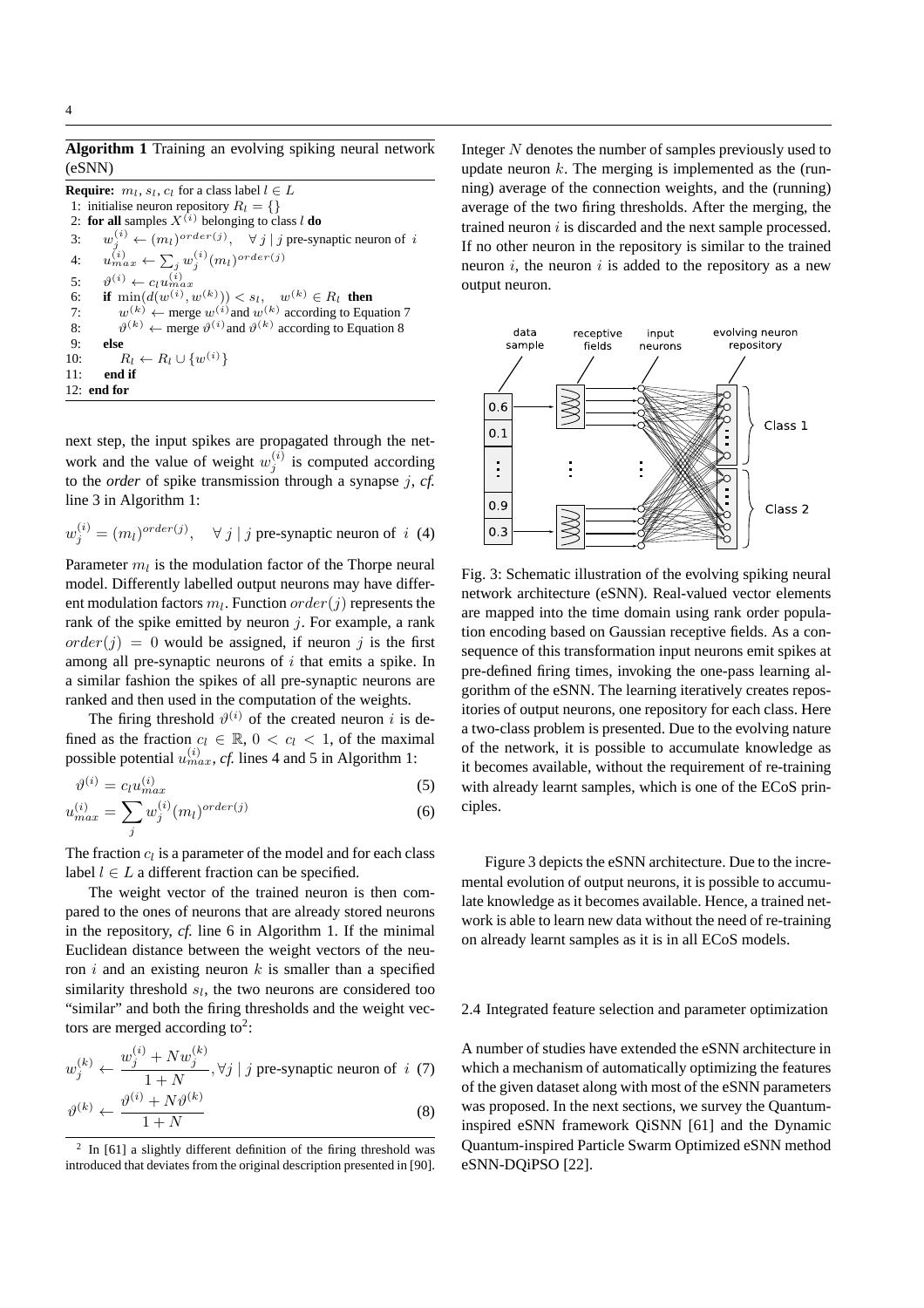**Algorithm 1** Training an evolving spiking neural network (eSNN)

**Require:** $m_l, s_l, c_l$ for a class label $l \in L$
1: initialise neuron repository $R_l = \{\}$
2: **for all** samples $X^{(i)}$ belonging to class $l$ **do**
3: $\quad w_j^{(i)} \leftarrow (m_l)^{order(j)}, \quad \forall\, j \mid j$ pre-synaptic neuron of $i$
4: $\quad u_{max}^{(i)} \leftarrow \sum_j w_j^{(i)} (m_l)^{order(j)}$
5: $\quad \vartheta^{(i)} \leftarrow c_l u_{max}^{(i)}$
6: $\quad$ **if** $\min(d(w^{(i)}, w^{(k)})) < s_l, \quad w^{(k)} \in R_l$ **then**
7: $\quad\quad w^{(k)} \leftarrow$ merge $w^{(i)}$ and $w^{(k)}$ according to Equation 7
8: $\quad\quad \vartheta^{(k)} \leftarrow$ merge $\vartheta^{(i)}$ and $\vartheta^{(k)}$ according to Equation 8
9: $\quad$ **else**
10: $\quad\quad R_l \leftarrow R_l \cup \{w^{(i)}\}$
11: $\quad$ **end if**
12: **end for**

next step, the input spikes are propagated through the network and the value of weight $w_j^{(i)}$ is computed according to the *order* of spike transmission through a synapse $j$, *cf.* line 3 in Algorithm 1:

$$w_j^{(i)} = (m_l)^{order(j)}, \quad \forall\, j \mid j \text{ pre-synaptic neuron of } i \quad (4)$$

Parameter $m_l$ is the modulation factor of the Thorpe neural model. Differently labelled output neurons may have different modulation factors $m_l$. Function $order(j)$ represents the rank of the spike emitted by neuron $j$. For example, a rank $order(j) = 0$ would be assigned, if neuron $j$ is the first among all pre-synaptic neurons of $i$ that emits a spike. In a similar fashion the spikes of all pre-synaptic neurons are ranked and then used in the computation of the weights.

The firing threshold $\vartheta^{(i)}$ of the created neuron $i$ is defined as the fraction $c_l \in \mathbb{R}$, $0 < c_l < 1$, of the maximal possible potential $u_{max}^{(i)}$, *cf.* lines 4 and 5 in Algorithm 1:

$$\vartheta^{(i)} = c_l u_{max}^{(i)} \quad (5)$$

$$u_{max}^{(i)} = \sum_j w_j^{(i)} (m_l)^{order(j)} \quad (6)$$

The fraction $c_l$ is a parameter of the model and for each class label $l \in L$ a different fraction can be specified.

The weight vector of the trained neuron is then compared to the ones of neurons that are already stored neurons in the repository, *cf.* line 6 in Algorithm 1. If the minimal Euclidean distance between the weight vectors of the neuron $i$ and an existing neuron $k$ is smaller than a specified similarity threshold $s_l$, the two neurons are considered too "similar" and both the firing thresholds and the weight vectors are merged according to[2]:

$$w_j^{(k)} \leftarrow \frac{w_j^{(i)} + N w_j^{(k)}}{1 + N}, \forall j \mid j \text{ pre-synaptic neuron of } i \quad (7)$$

$$\vartheta^{(k)} \leftarrow \frac{\vartheta^{(i)} + N \vartheta^{(k)}}{1 + N} \quad (8)$$

[2] In [61] a slightly different definition of the firing threshold was introduced that deviates from the original description presented in [90].

Integer $N$ denotes the number of samples previously used to update neuron $k$. The merging is implemented as the (running) average of the connection weights, and the (running) average of the two firing thresholds. After the merging, the trained neuron $i$ is discarded and the next sample processed. If no other neuron in the repository is similar to the trained neuron $i$, the neuron $i$ is added to the repository as a new output neuron.

Fig. 3: Schematic illustration of the evolving spiking neural network architecture (eSNN). Real-valued vector elements are mapped into the time domain using rank order population encoding based on Gaussian receptive fields. As a consequence of this transformation input neurons emit spikes at pre-defined firing times, invoking the one-pass learning algorithm of the eSNN. The learning iteratively creates repositories of output neurons, one repository for each class. Here a two-class problem is presented. Due to the evolving nature of the network, it is possible to accumulate knowledge as it becomes available, without the requirement of re-training with already learnt samples, which is one of the ECoS principles.

Figure 3 depicts the eSNN architecture. Due to the incremental evolution of output neurons, it is possible to accumulate knowledge as it becomes available. Hence, a trained network is able to learn new data without the need of re-training on already learnt samples as it is in all ECoS models.

### 2.4 Integrated feature selection and parameter optimization

A number of studies have extended the eSNN architecture in which a mechanism of automatically optimizing the features of the given dataset along with most of the eSNN parameters was proposed. In the next sections, we survey the Quantum-inspired eSNN framework QiSNN [61] and the Dynamic Quantum-inspired Particle Swarm Optimized eSNN method eSNN-DQiPSO [22].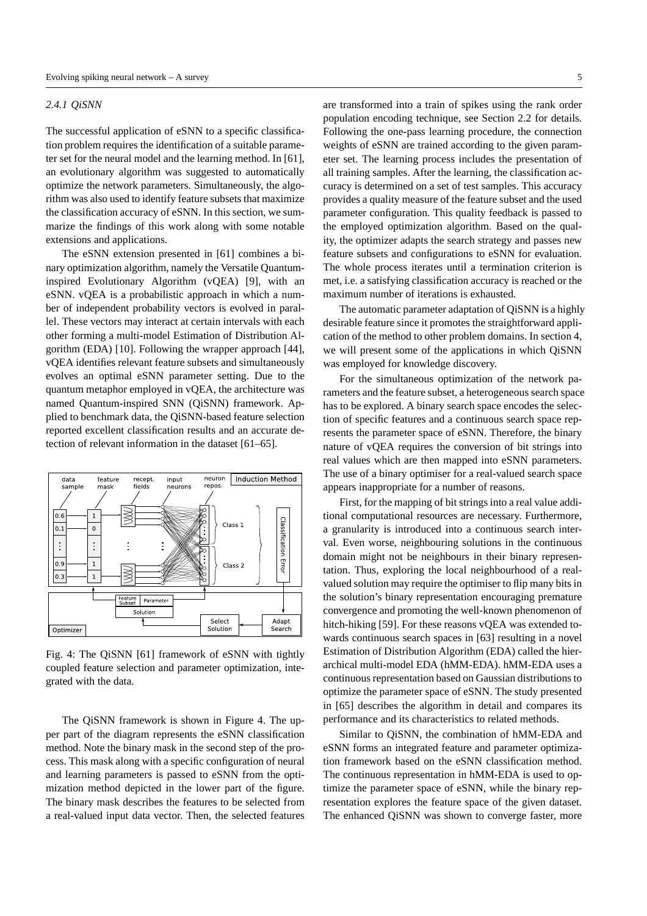### 2.4.1 QiSNN

The successful application of eSNN to a specific classification problem requires the identification of a suitable parameter set for the neural model and the learning method. In [61], an evolutionary algorithm was suggested to automatically optimize the network parameters. Simultaneously, the algorithm was also used to identify feature subsets that maximize the classification accuracy of eSNN. In this section, we summarize the findings of this work along with some notable extensions and applications.

The eSNN extension presented in [61] combines a binary optimization algorithm, namely the Versatile Quantum-inspired Evolutionary Algorithm (vQEA) [9], with an eSNN. vQEA is a probabilistic approach in which a number of independent probability vectors is evolved in parallel. These vectors may interact at certain intervals with each other forming a multi-model Estimation of Distribution Algorithm (EDA) [10]. Following the wrapper approach [44], vQEA identifies relevant feature subsets and simultaneously evolves an optimal eSNN parameter setting. Due to the quantum metaphor employed in vQEA, the architecture was named Quantum-inspired SNN (QiSNN) framework. Applied to benchmark data, the QiSNN-based feature selection reported excellent classification results and an accurate detection of relevant information in the dataset [61–65].

data sample
feature mask
recept. fields
input neurons
neuron repos.
Induction Method
0.6
0.1
0.9
0.3
1
0
1
1
Class 1
Class 2
Classification Error
Feature Subset
Parameter
Solution
Select Solution
Adapt Search
Optimizer

Fig. 4: The QiSNN [61] framework of eSNN with tightly coupled feature selection and parameter optimization, integrated with the data.

The QiSNN framework is shown in Figure 4. The upper part of the diagram represents the eSNN classification method. Note the binary mask in the second step of the process. This mask along with a specific configuration of neural and learning parameters is passed to eSNN from the optimization method depicted in the lower part of the figure. The binary mask describes the features to be selected from a real-valued input data vector. Then, the selected features are transformed into a train of spikes using the rank order population encoding technique, see Section 2.2 for details. Following the one-pass learning procedure, the connection weights of eSNN are trained according to the given parameter set. The learning process includes the presentation of all training samples. After the learning, the classification accuracy is determined on a set of test samples. This accuracy provides a quality measure of the feature subset and the used parameter configuration. This quality feedback is passed to the employed optimization algorithm. Based on the quality, the optimizer adapts the search strategy and passes new feature subsets and configurations to eSNN for evaluation. The whole process iterates until a termination criterion is met, i.e. a satisfying classification accuracy is reached or the maximum number of iterations is exhausted.

The automatic parameter adaptation of QiSNN is a highly desirable feature since it promotes the straightforward application of the method to other problem domains. In section 4, we will present some of the applications in which QiSNN was employed for knowledge discovery.

For the simultaneous optimization of the network parameters and the feature subset, a heterogeneous search space has to be explored. A binary search space encodes the selection of specific features and a continuous search space represents the parameter space of eSNN. Therefore, the binary nature of vQEA requires the conversion of bit strings into real values which are then mapped into eSNN parameters. The use of a binary optimiser for a real-valued search space appears inappropriate for a number of reasons.

First, for the mapping of bit strings into a real value additional computational resources are necessary. Furthermore, a granularity is introduced into a continuous search interval. Even worse, neighbouring solutions in the continuous domain might not be neighbours in their binary representation. Thus, exploring the local neighbourhood of a real-valued solution may require the optimiser to flip many bits in the solution's binary representation encouraging premature convergence and promoting the well-known phenomenon of hitch-hiking [59]. For these reasons vQEA was extended towards continuous search spaces in [63] resulting in a novel Estimation of Distribution Algorithm (EDA) called the hierarchical multi-model EDA (hMM-EDA). hMM-EDA uses a continuous representation based on Gaussian distributions to optimize the parameter space of eSNN. The study presented in [65] describes the algorithm in detail and compares its performance and its characteristics to related methods.

Similar to QiSNN, the combination of hMM-EDA and eSNN forms an integrated feature and parameter optimization framework based on the eSNN classification method. The continuous representation in hMM-EDA is used to optimize the parameter space of eSNN, while the binary representation explores the feature space of the given dataset. The enhanced QiSNN was shown to converge faster, more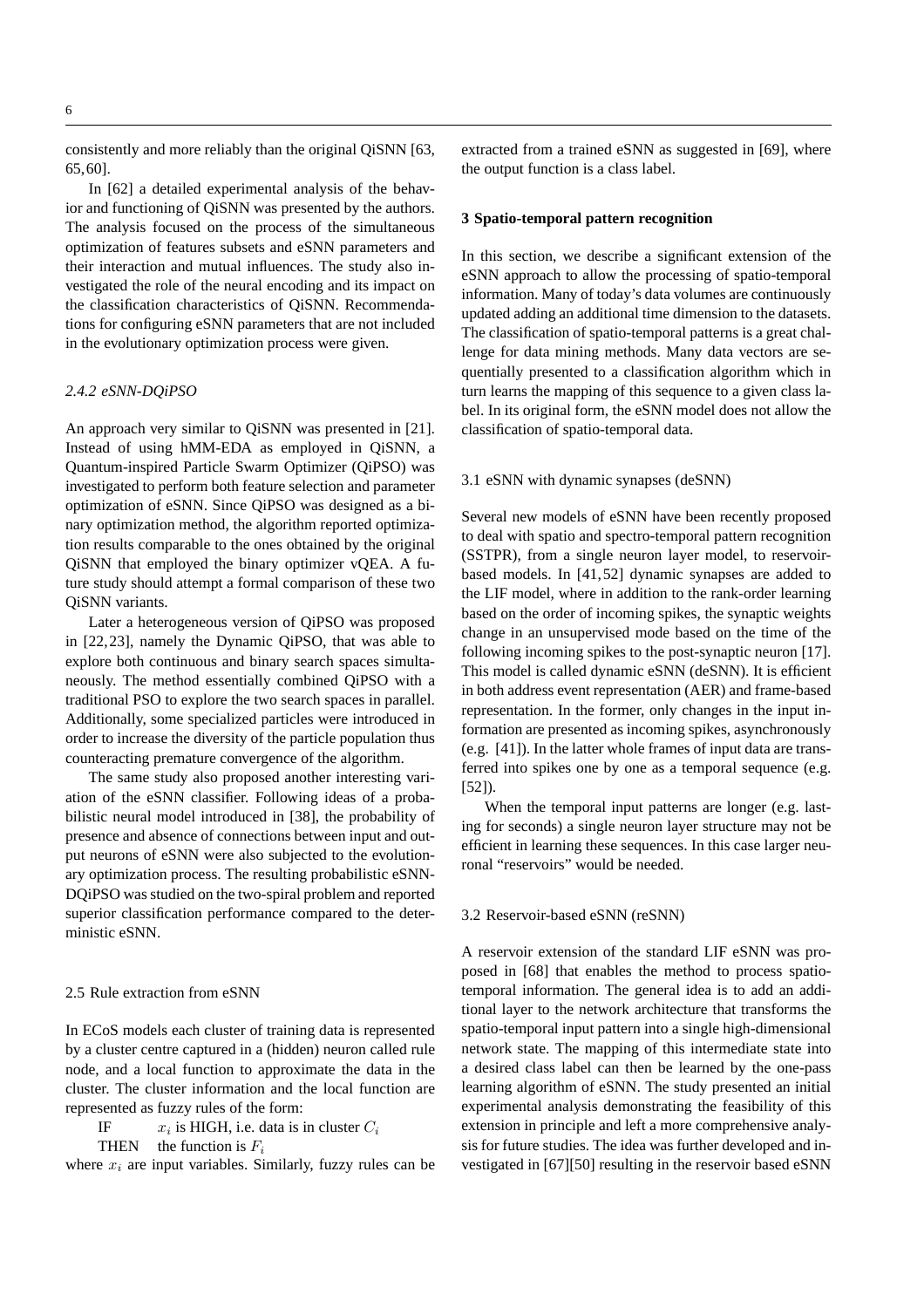consistently and more reliably than the original QiSNN [63, 65, 60].

In [62] a detailed experimental analysis of the behavior and functioning of QiSNN was presented by the authors. The analysis focused on the process of the simultaneous optimization of features subsets and eSNN parameters and their interaction and mutual influences. The study also investigated the role of the neural encoding and its impact on the classification characteristics of QiSNN. Recommendations for configuring eSNN parameters that are not included in the evolutionary optimization process were given.

#### *2.4.2 eSNN-DQiPSO*

An approach very similar to QiSNN was presented in [21]. Instead of using hMM-EDA as employed in QiSNN, a Quantum-inspired Particle Swarm Optimizer (QiPSO) was investigated to perform both feature selection and parameter optimization of eSNN. Since QiPSO was designed as a binary optimization method, the algorithm reported optimization results comparable to the ones obtained by the original QiSNN that employed the binary optimizer vQEA. A future study should attempt a formal comparison of these two QiSNN variants.

Later a heterogeneous version of QiPSO was proposed in [22, 23], namely the Dynamic QiPSO, that was able to explore both continuous and binary search spaces simultaneously. The method essentially combined QiPSO with a traditional PSO to explore the two search spaces in parallel. Additionally, some specialized particles were introduced in order to increase the diversity of the particle population thus counteracting premature convergence of the algorithm.

The same study also proposed another interesting variation of the eSNN classifier. Following ideas of a probabilistic neural model introduced in [38], the probability of presence and absence of connections between input and output neurons of eSNN were also subjected to the evolutionary optimization process. The resulting probabilistic eSNN-DQiPSO was studied on the two-spiral problem and reported superior classification performance compared to the deterministic eSNN.

### 2.5 Rule extraction from eSNN

In ECoS models each cluster of training data is represented by a cluster centre captured in a (hidden) neuron called rule node, and a local function to approximate the data in the cluster. The cluster information and the local function are represented as fuzzy rules of the form:

IF $x_i$ is HIGH, i.e. data is in cluster $C_i$
THEN the function is $F_i$

where $x_i$ are input variables. Similarly, fuzzy rules can be extracted from a trained eSNN as suggested in [69], where the output function is a class label.

## 3 Spatio-temporal pattern recognition

In this section, we describe a significant extension of the eSNN approach to allow the processing of spatio-temporal information. Many of today's data volumes are continuously updated adding an additional time dimension to the datasets. The classification of spatio-temporal patterns is a great challenge for data mining methods. Many data vectors are sequentially presented to a classification algorithm which in turn learns the mapping of this sequence to a given class label. In its original form, the eSNN model does not allow the classification of spatio-temporal data.

### 3.1 eSNN with dynamic synapses (deSNN)

Several new models of eSNN have been recently proposed to deal with spatio and spectro-temporal pattern recognition (SSTPR), from a single neuron layer model, to reservoir-based models. In [41, 52] dynamic synapses are added to the LIF model, where in addition to the rank-order learning based on the order of incoming spikes, the synaptic weights change in an unsupervised mode based on the time of the following incoming spikes to the post-synaptic neuron [17]. This model is called dynamic eSNN (deSNN). It is efficient in both address event representation (AER) and frame-based representation. In the former, only changes in the input information are presented as incoming spikes, asynchronously (e.g. [41]). In the latter whole frames of input data are transferred into spikes one by one as a temporal sequence (e.g. [52]).

When the temporal input patterns are longer (e.g. lasting for seconds) a single neuron layer structure may not be efficient in learning these sequences. In this case larger neuronal "reservoirs" would be needed.

### 3.2 Reservoir-based eSNN (reSNN)

A reservoir extension of the standard LIF eSNN was proposed in [68] that enables the method to process spatio-temporal information. The general idea is to add an additional layer to the network architecture that transforms the spatio-temporal input pattern into a single high-dimensional network state. The mapping of this intermediate state into a desired class label can then be learned by the one-pass learning algorithm of eSNN. The study presented an initial experimental analysis demonstrating the feasibility of this extension in principle and left a more comprehensive analysis for future studies. The idea was further developed and investigated in [67][50] resulting in the reservoir based eSNN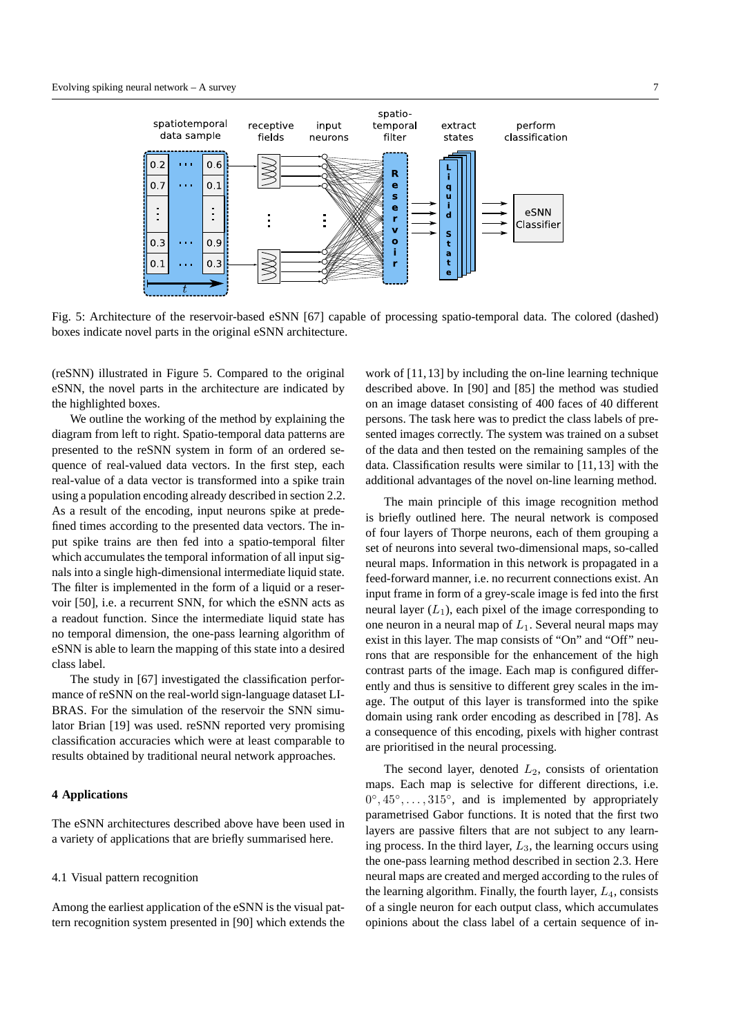Fig. 5: Architecture of the reservoir-based eSNN [67] capable of processing spatio-temporal data. The colored (dashed) boxes indicate novel parts in the original eSNN architecture.

(reSNN) illustrated in Figure 5. Compared to the original eSNN, the novel parts in the architecture are indicated by the highlighted boxes.

We outline the working of the method by explaining the diagram from left to right. Spatio-temporal data patterns are presented to the reSNN system in form of an ordered sequence of real-valued data vectors. In the first step, each real-value of a data vector is transformed into a spike train using a population encoding already described in section 2.2. As a result of the encoding, input neurons spike at predefined times according to the presented data vectors. The input spike trains are then fed into a spatio-temporal filter which accumulates the temporal information of all input signals into a single high-dimensional intermediate liquid state. The filter is implemented in the form of a liquid or a reservoir [50], i.e. a recurrent SNN, for which the eSNN acts as a readout function. Since the intermediate liquid state has no temporal dimension, the one-pass learning algorithm of eSNN is able to learn the mapping of this state into a desired class label.

The study in [67] investigated the classification performance of reSNN on the real-world sign-language dataset LIBRAS. For the simulation of the reservoir the SNN simulator Brian [19] was used. reSNN reported very promising classification accuracies which were at least comparable to results obtained by traditional neural network approaches.

## 4 Applications

The eSNN architectures described above have been used in a variety of applications that are briefly summarised here.

### 4.1 Visual pattern recognition

Among the earliest application of the eSNN is the visual pattern recognition system presented in [90] which extends the work of [11, 13] by including the on-line learning technique described above. In [90] and [85] the method was studied on an image dataset consisting of 400 faces of 40 different persons. The task here was to predict the class labels of presented images correctly. The system was trained on a subset of the data and then tested on the remaining samples of the data. Classification results were similar to [11, 13] with the additional advantages of the novel on-line learning method.

The main principle of this image recognition method is briefly outlined here. The neural network is composed of four layers of Thorpe neurons, each of them grouping a set of neurons into several two-dimensional maps, so-called neural maps. Information in this network is propagated in a feed-forward manner, i.e. no recurrent connections exist. An input frame in form of a grey-scale image is fed into the first neural layer ($L_1$), each pixel of the image corresponding to one neuron in a neural map of $L_1$. Several neural maps may exist in this layer. The map consists of "On" and "Off" neurons that are responsible for the enhancement of the high contrast parts of the image. Each map is configured differently and thus is sensitive to different grey scales in the image. The output of this layer is transformed into the spike domain using rank order encoding as described in [78]. As a consequence of this encoding, pixels with higher contrast are prioritised in the neural processing.

The second layer, denoted $L_2$, consists of orientation maps. Each map is selective for different directions, i.e. $0°, 45°, \ldots, 315°$, and is implemented by appropriately parametrised Gabor functions. It is noted that the first two layers are passive filters that are not subject to any learning process. In the third layer, $L_3$, the learning occurs using the one-pass learning method described in section 2.3. Here neural maps are created and merged according to the rules of the learning algorithm. Finally, the fourth layer, $L_4$, consists of a single neuron for each output class, which accumulates opinions about the class label of a certain sequence of in-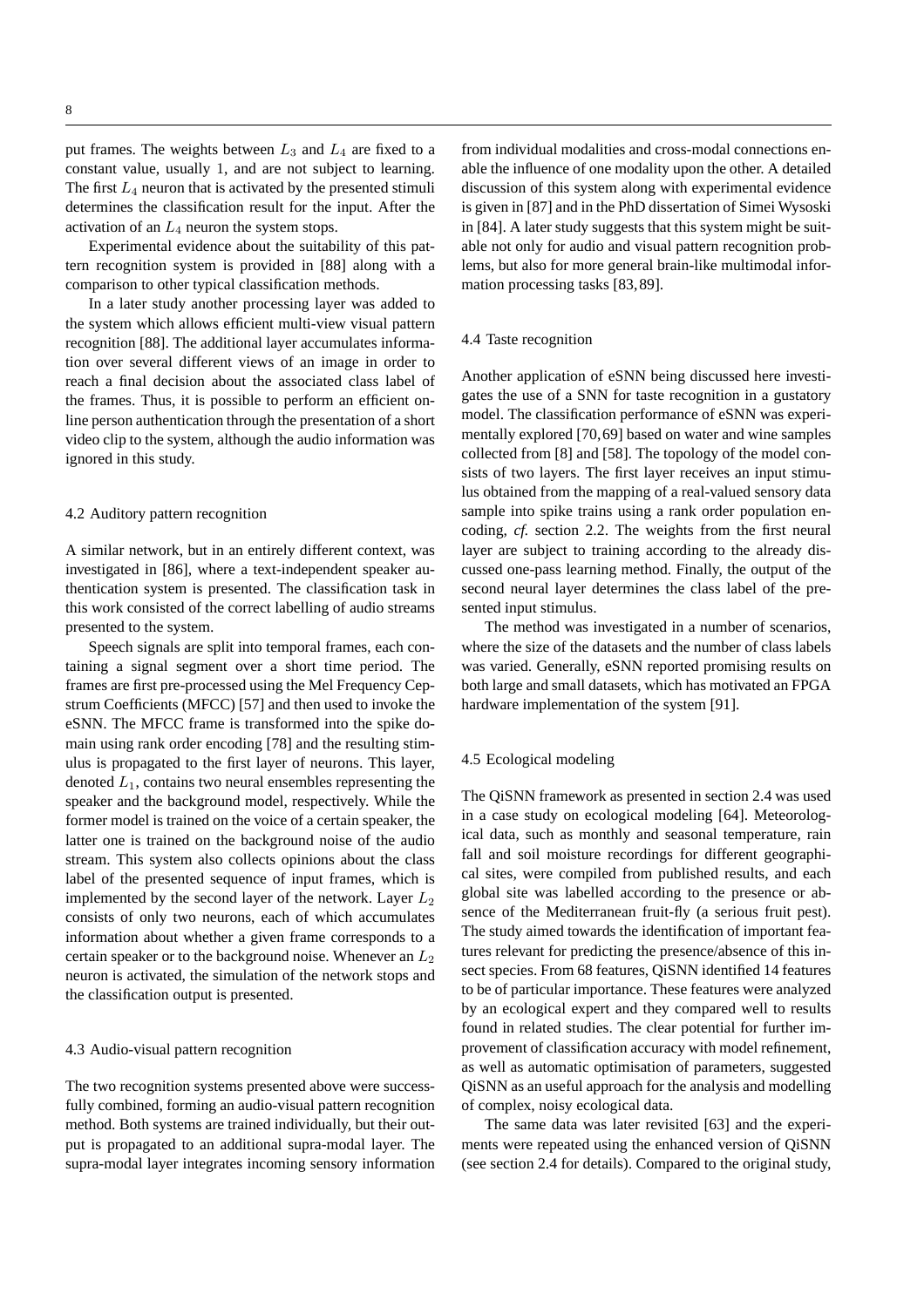put frames. The weights between $L_3$ and $L_4$ are fixed to a constant value, usually 1, and are not subject to learning. The first $L_4$ neuron that is activated by the presented stimuli determines the classification result for the input. After the activation of an $L_4$ neuron the system stops.

Experimental evidence about the suitability of this pattern recognition system is provided in [88] along with a comparison to other typical classification methods.

In a later study another processing layer was added to the system which allows efficient multi-view visual pattern recognition [88]. The additional layer accumulates information over several different views of an image in order to reach a final decision about the associated class label of the frames. Thus, it is possible to perform an efficient online person authentication through the presentation of a short video clip to the system, although the audio information was ignored in this study.

### 4.2 Auditory pattern recognition

A similar network, but in an entirely different context, was investigated in [86], where a text-independent speaker authentication system is presented. The classification task in this work consisted of the correct labelling of audio streams presented to the system.

Speech signals are split into temporal frames, each containing a signal segment over a short time period. The frames are first pre-processed using the Mel Frequency Cepstrum Coefficients (MFCC) [57] and then used to invoke the eSNN. The MFCC frame is transformed into the spike domain using rank order encoding [78] and the resulting stimulus is propagated to the first layer of neurons. This layer, denoted $L_1$, contains two neural ensembles representing the speaker and the background model, respectively. While the former model is trained on the voice of a certain speaker, the latter one is trained on the background noise of the audio stream. This system also collects opinions about the class label of the presented sequence of input frames, which is implemented by the second layer of the network. Layer $L_2$ consists of only two neurons, each of which accumulates information about whether a given frame corresponds to a certain speaker or to the background noise. Whenever an $L_2$ neuron is activated, the simulation of the network stops and the classification output is presented.

### 4.3 Audio-visual pattern recognition

The two recognition systems presented above were successfully combined, forming an audio-visual pattern recognition method. Both systems are trained individually, but their output is propagated to an additional supra-modal layer. The supra-modal layer integrates incoming sensory information from individual modalities and cross-modal connections enable the influence of one modality upon the other. A detailed discussion of this system along with experimental evidence is given in [87] and in the PhD dissertation of Simei Wysoski in [84]. A later study suggests that this system might be suitable not only for audio and visual pattern recognition problems, but also for more general brain-like multimodal information processing tasks [83,89].

### 4.4 Taste recognition

Another application of eSNN being discussed here investigates the use of a SNN for taste recognition in a gustatory model. The classification performance of eSNN was experimentally explored [70,69] based on water and wine samples collected from [8] and [58]. The topology of the model consists of two layers. The first layer receives an input stimulus obtained from the mapping of a real-valued sensory data sample into spike trains using a rank order population encoding, *cf.* section 2.2. The weights from the first neural layer are subject to training according to the already discussed one-pass learning method. Finally, the output of the second neural layer determines the class label of the presented input stimulus.

The method was investigated in a number of scenarios, where the size of the datasets and the number of class labels was varied. Generally, eSNN reported promising results on both large and small datasets, which has motivated an FPGA hardware implementation of the system [91].

### 4.5 Ecological modeling

The QiSNN framework as presented in section 2.4 was used in a case study on ecological modeling [64]. Meteorological data, such as monthly and seasonal temperature, rain fall and soil moisture recordings for different geographical sites, were compiled from published results, and each global site was labelled according to the presence or absence of the Mediterranean fruit-fly (a serious fruit pest). The study aimed towards the identification of important features relevant for predicting the presence/absence of this insect species. From 68 features, QiSNN identified 14 features to be of particular importance. These features were analyzed by an ecological expert and they compared well to results found in related studies. The clear potential for further improvement of classification accuracy with model refinement, as well as automatic optimisation of parameters, suggested QiSNN as an useful approach for the analysis and modelling of complex, noisy ecological data.

The same data was later revisited [63] and the experiments were repeated using the enhanced version of QiSNN (see section 2.4 for details). Compared to the original study,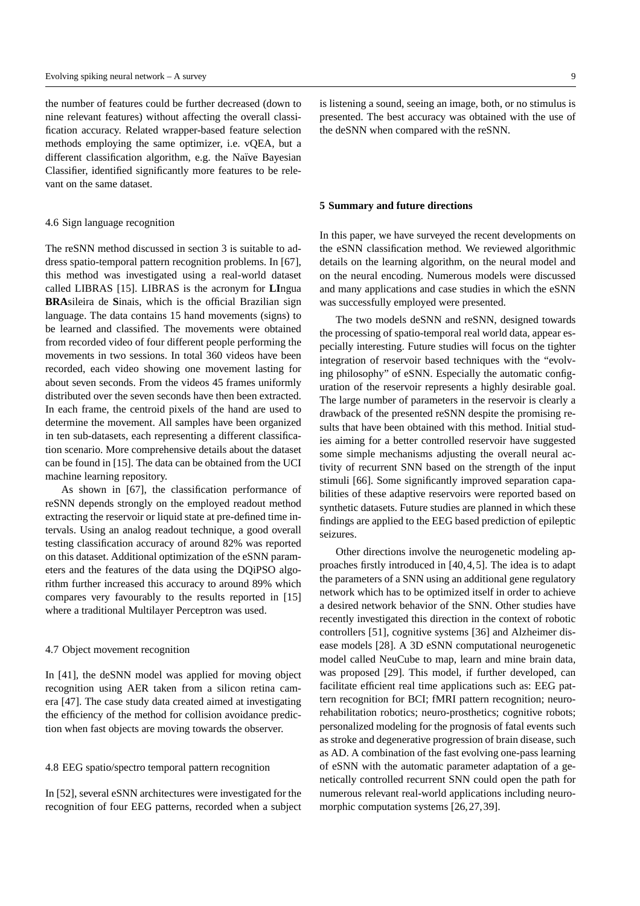the number of features could be further decreased (down to nine relevant features) without affecting the overall classification accuracy. Related wrapper-based feature selection methods employing the same optimizer, i.e. vQEA, but a different classification algorithm, e.g. the Naïve Bayesian Classifier, identified significantly more features to be relevant on the same dataset.

### 4.6 Sign language recognition

The reSNN method discussed in section 3 is suitable to address spatio-temporal pattern recognition problems. In [67], this method was investigated using a real-world dataset called LIBRAS [15]. LIBRAS is the acronym for **LI**ngua **BRA**sileira de **S**inais, which is the official Brazilian sign language. The data contains 15 hand movements (signs) to be learned and classified. The movements were obtained from recorded video of four different people performing the movements in two sessions. In total 360 videos have been recorded, each video showing one movement lasting for about seven seconds. From the videos 45 frames uniformly distributed over the seven seconds have then been extracted. In each frame, the centroid pixels of the hand are used to determine the movement. All samples have been organized in ten sub-datasets, each representing a different classification scenario. More comprehensive details about the dataset can be found in [15]. The data can be obtained from the UCI machine learning repository.

As shown in [67], the classification performance of reSNN depends strongly on the employed readout method extracting the reservoir or liquid state at pre-defined time intervals. Using an analog readout technique, a good overall testing classification accuracy of around 82% was reported on this dataset. Additional optimization of the eSNN parameters and the features of the data using the DQiPSO algorithm further increased this accuracy to around 89% which compares very favourably to the results reported in [15] where a traditional Multilayer Perceptron was used.

### 4.7 Object movement recognition

In [41], the deSNN model was applied for moving object recognition using AER taken from a silicon retina camera [47]. The case study data created aimed at investigating the efficiency of the method for collision avoidance prediction when fast objects are moving towards the observer.

### 4.8 EEG spatio/spectro temporal pattern recognition

In [52], several eSNN architectures were investigated for the recognition of four EEG patterns, recorded when a subject is listening a sound, seeing an image, both, or no stimulus is presented. The best accuracy was obtained with the use of the deSNN when compared with the reSNN.

## 5 Summary and future directions

In this paper, we have surveyed the recent developments on the eSNN classification method. We reviewed algorithmic details on the learning algorithm, on the neural model and on the neural encoding. Numerous models were discussed and many applications and case studies in which the eSNN was successfully employed were presented.

The two models deSNN and reSNN, designed towards the processing of spatio-temporal real world data, appear especially interesting. Future studies will focus on the tighter integration of reservoir based techniques with the "evolving philosophy" of eSNN. Especially the automatic configuration of the reservoir represents a highly desirable goal. The large number of parameters in the reservoir is clearly a drawback of the presented reSNN despite the promising results that have been obtained with this method. Initial studies aiming for a better controlled reservoir have suggested some simple mechanisms adjusting the overall neural activity of recurrent SNN based on the strength of the input stimuli [66]. Some significantly improved separation capabilities of these adaptive reservoirs were reported based on synthetic datasets. Future studies are planned in which these findings are applied to the EEG based prediction of epileptic seizures.

Other directions involve the neurogenetic modeling approaches firstly introduced in [40,4,5]. The idea is to adapt the parameters of a SNN using an additional gene regulatory network which has to be optimized itself in order to achieve a desired network behavior of the SNN. Other studies have recently investigated this direction in the context of robotic controllers [51], cognitive systems [36] and Alzheimer disease models [28]. A 3D eSNN computational neurogenetic model called NeuCube to map, learn and mine brain data, was proposed [29]. This model, if further developed, can facilitate efficient real time applications such as: EEG pattern recognition for BCI; fMRI pattern recognition; neurorehabilitation robotics; neuro-prosthetics; cognitive robots; personalized modeling for the prognosis of fatal events such as stroke and degenerative progression of brain disease, such as AD. A combination of the fast evolving one-pass learning of eSNN with the automatic parameter adaptation of a genetically controlled recurrent SNN could open the path for numerous relevant real-world applications including neuromorphic computation systems [26,27,39].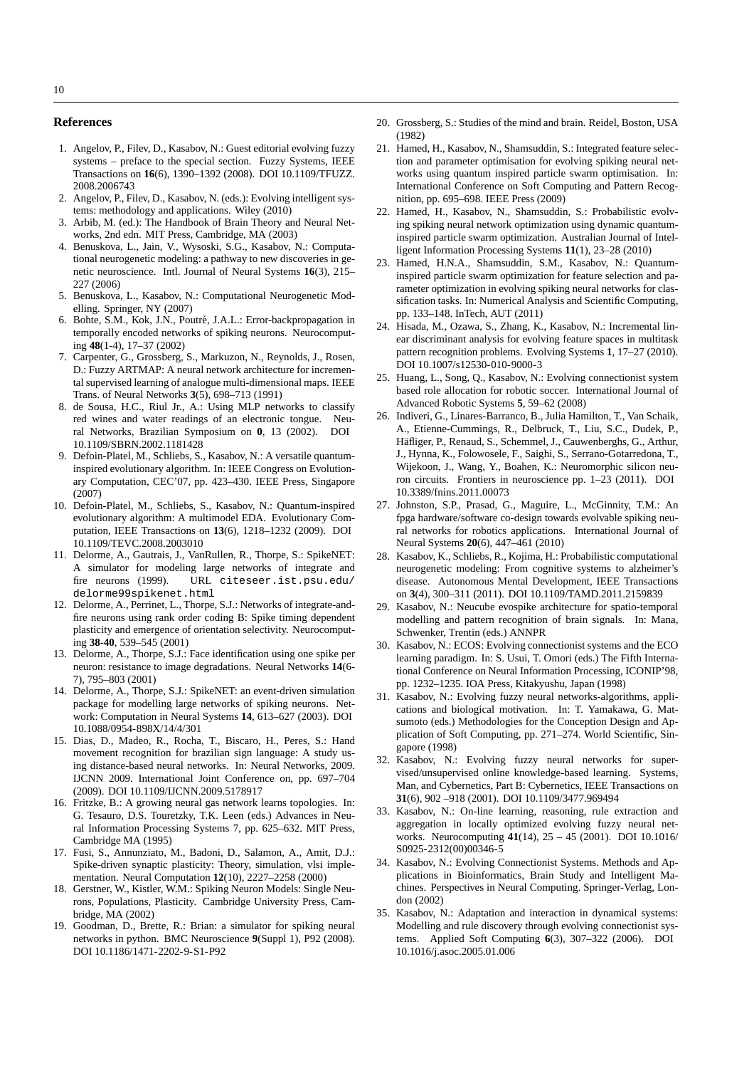## References

1. Angelov, P., Filev, D., Kasabov, N.: Guest editorial evolving fuzzy systems – preface to the special section. Fuzzy Systems, IEEE Transactions on **16**(6), 1390–1392 (2008). DOI 10.1109/TFUZZ.2008.2006743
2. Angelov, P., Filev, D., Kasabov, N. (eds.): Evolving intelligent systems: methodology and applications. Wiley (2010)
3. Arbib, M. (ed.): The Handbook of Brain Theory and Neural Networks, 2nd edn. MIT Press, Cambridge, MA (2003)
4. Benuskova, L., Jain, V., Wysoski, S.G., Kasabov, N.: Computational neurogenetic modeling: a pathway to new discoveries in genetic neuroscience. Intl. Journal of Neural Systems **16**(3), 215–227 (2006)
5. Benuskova, L., Kasabov, N.: Computational Neurogenetic Modelling. Springer, NY (2007)
6. Bohte, S.M., Kok, J.N., Poutré, J.A.L.: Error-backpropagation in temporally encoded networks of spiking neurons. Neurocomputing **48**(1-4), 17–37 (2002)
7. Carpenter, G., Grossberg, S., Markuzon, N., Reynolds, J., Rosen, D.: Fuzzy ARTMAP: A neural network architecture for incremental supervised learning of analogue multi-dimensional maps. IEEE Trans. of Neural Networks **3**(5), 698–713 (1991)
8. de Sousa, H.C., Riul Jr., A.: Using MLP networks to classify red wines and water readings of an electronic tongue. Neural Networks, Brazilian Symposium on **0**, 13 (2002). DOI 10.1109/SBRN.2002.1181428
9. Defoin-Platel, M., Schliebs, S., Kasabov, N.: A versatile quantum-inspired evolutionary algorithm. In: IEEE Congress on Evolutionary Computation, CEC'07, pp. 423–430. IEEE Press, Singapore (2007)
10. Defoin-Platel, M., Schliebs, S., Kasabov, N.: Quantum-inspired evolutionary algorithm: A multimodel EDA. Evolutionary Computation, IEEE Transactions on **13**(6), 1218–1232 (2009). DOI 10.1109/TEVC.2008.2003010
11. Delorme, A., Gautrais, J., VanRullen, R., Thorpe, S.: SpikeNET: A simulator for modeling large networks of integrate and fire neurons (1999). URL `citeseer.ist.psu.edu/delorme99spikenet.html`
12. Delorme, A., Perrinet, L., Thorpe, S.J.: Networks of integrate-and-fire neurons using rank order coding B: Spike timing dependent plasticity and emergence of orientation selectivity. Neurocomputing **38-40**, 539–545 (2001)
13. Delorme, A., Thorpe, S.J.: Face identification using one spike per neuron: resistance to image degradations. Neural Networks **14**(6-7), 795–803 (2001)
14. Delorme, A., Thorpe, S.J.: SpikeNET: an event-driven simulation package for modelling large networks of spiking neurons. Network: Computation in Neural Systems **14**, 613–627 (2003). DOI 10.1088/0954-898X/14/4/301
15. Dias, D., Madeo, R., Rocha, T., Biscaro, H., Peres, S.: Hand movement recognition for brazilian sign language: A study using distance-based neural networks. In: Neural Networks, 2009. IJCNN 2009. International Joint Conference on, pp. 697–704 (2009). DOI 10.1109/IJCNN.2009.5178917
16. Fritzke, B.: A growing neural gas network learns topologies. In: G. Tesauro, D.S. Touretzky, T.K. Leen (eds.) Advances in Neural Information Processing Systems 7, pp. 625–632. MIT Press, Cambridge MA (1995)
17. Fusi, S., Annunziato, M., Badoni, D., Salamon, A., Amit, D.J.: Spike-driven synaptic plasticity: Theory, simulation, vlsi implementation. Neural Computation **12**(10), 2227–2258 (2000)
18. Gerstner, W., Kistler, W.M.: Spiking Neuron Models: Single Neurons, Populations, Plasticity. Cambridge University Press, Cambridge, MA (2002)
19. Goodman, D., Brette, R.: Brian: a simulator for spiking neural networks in python. BMC Neuroscience **9**(Suppl 1), P92 (2008). DOI 10.1186/1471-2202-9-S1-P92
20. Grossberg, S.: Studies of the mind and brain. Reidel, Boston, USA (1982)
21. Hamed, H., Kasabov, N., Shamsuddin, S.: Integrated feature selection and parameter optimisation for evolving spiking neural networks using quantum inspired particle swarm optimisation. In: International Conference on Soft Computing and Pattern Recognition, pp. 695–698. IEEE Press (2009)
22. Hamed, H., Kasabov, N., Shamsuddin, S.: Probabilistic evolving spiking neural network optimization using dynamic quantum-inspired particle swarm optimization. Australian Journal of Intelligent Information Processing Systems **11**(1), 23–28 (2010)
23. Hamed, H.N.A., Shamsuddin, S.M., Kasabov, N.: Quantum-inspired particle swarm optimization for feature selection and parameter optimization in evolving spiking neural networks for classification tasks. In: Numerical Analysis and Scientific Computing, pp. 133–148. InTech, AUT (2011)
24. Hisada, M., Ozawa, S., Zhang, K., Kasabov, N.: Incremental linear discriminant analysis for evolving feature spaces in multitask pattern recognition problems. Evolving Systems **1**, 17–27 (2010). DOI 10.1007/s12530-010-9000-3
25. Huang, L., Song, Q., Kasabov, N.: Evolving connectionist system based role allocation for robotic soccer. International Journal of Advanced Robotic Systems **5**, 59–62 (2008)
26. Indiveri, G., Linares-Barranco, B., Julia Hamilton, T., Van Schaik, A., Etienne-Cummings, R., Delbruck, T., Liu, S.C., Dudek, P., Häfliger, P., Renaud, S., Schemmel, J., Cauwenberghs, G., Arthur, J., Hynna, K., Folowosele, F., Saighi, S., Serrano-Gotarredona, T., Wijekoon, J., Wang, Y., Boahen, K.: Neuromorphic silicon neuron circuits. Frontiers in neuroscience pp. 1–23 (2011). DOI 10.3389/fnins.2011.00073
27. Johnston, S.P., Prasad, G., Maguire, L., McGinnity, T.M.: An fpga hardware/software co-design towards evolvable spiking neural networks for robotics applications. International Journal of Neural Systems **20**(6), 447–461 (2010)
28. Kasabov, K., Schliebs, R., Kojima, H.: Probabilistic computational neurogenetic modeling: From cognitive systems to alzheimer's disease. Autonomous Mental Development, IEEE Transactions on **3**(4), 300–311 (2011). DOI 10.1109/TAMD.2011.2159839
29. Kasabov, N.: Neucube evospike architecture for spatio-temporal modelling and pattern recognition of brain signals. In: Mana, Schwenker, Trentin (eds.) ANNPR
30. Kasabov, N.: ECOS: Evolving connectionist systems and the ECO learning paradigm. In: S. Usui, T. Omori (eds.) The Fifth International Conference on Neural Information Processing, ICONIP'98, pp. 1232–1235. IOA Press, Kitakyushu, Japan (1998)
31. Kasabov, N.: Evolving fuzzy neural networks-algorithms, applications and biological motivation. In: T. Yamakawa, G. Matsumoto (eds.) Methodologies for the Conception Design and Application of Soft Computing, pp. 271–274. World Scientific, Singapore (1998)
32. Kasabov, N.: Evolving fuzzy neural networks for supervised/unsupervised online knowledge-based learning. Systems, Man, and Cybernetics, Part B: Cybernetics, IEEE Transactions on **31**(6), 902 –918 (2001). DOI 10.1109/3477.969494
33. Kasabov, N.: On-line learning, reasoning, rule extraction and aggregation in locally optimized evolving fuzzy neural networks. Neurocomputing **41**(14), 25 – 45 (2001). DOI 10.1016/S0925-2312(00)00346-5
34. Kasabov, N.: Evolving Connectionist Systems. Methods and Applications in Bioinformatics, Brain Study and Intelligent Machines. Perspectives in Neural Computing. Springer-Verlag, London (2002)
35. Kasabov, N.: Adaptation and interaction in dynamical systems: Modelling and rule discovery through evolving connectionist systems. Applied Soft Computing **6**(3), 307–322 (2006). DOI 10.1016/j.asoc.2005.01.006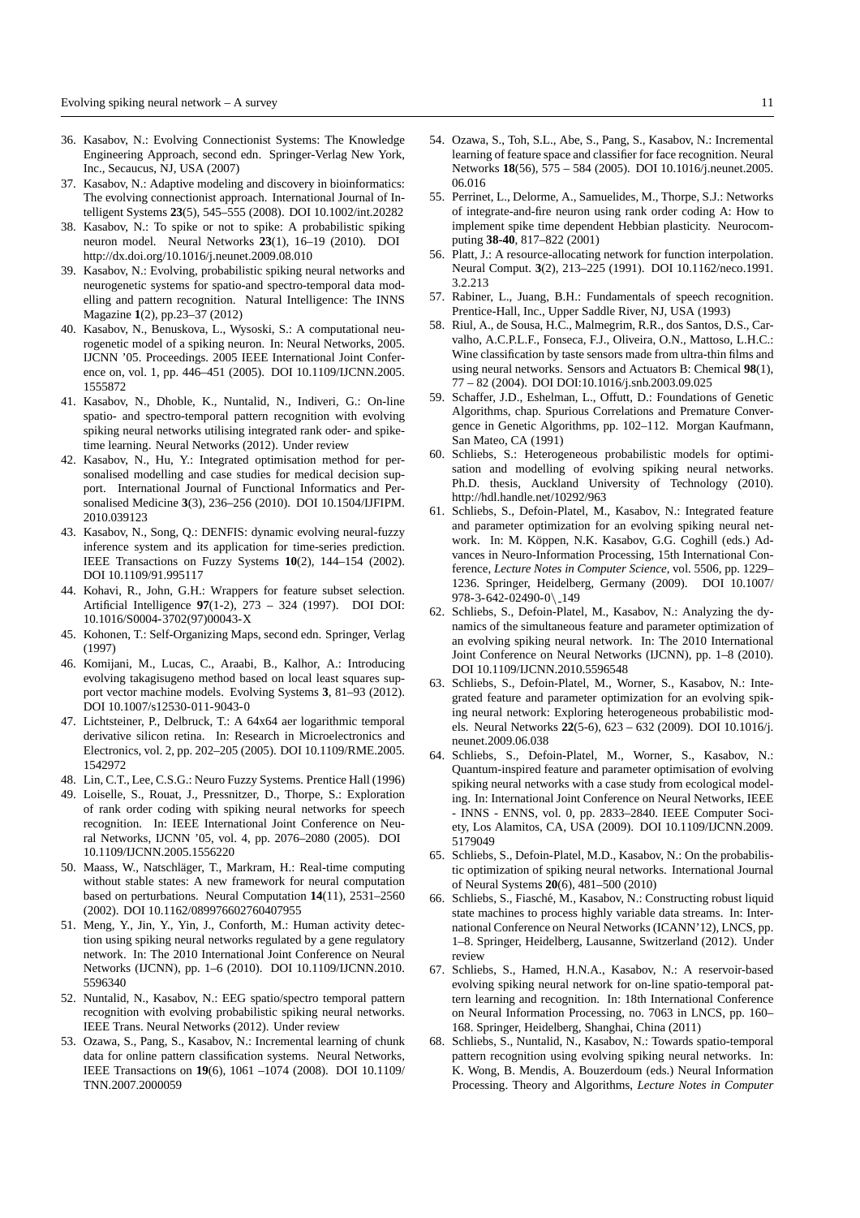36. Kasabov, N.: Evolving Connectionist Systems: The Knowledge Engineering Approach, second edn. Springer-Verlag New York, Inc., Secaucus, NJ, USA (2007)
37. Kasabov, N.: Adaptive modeling and discovery in bioinformatics: The evolving connectionist approach. International Journal of Intelligent Systems **23**(5), 545–555 (2008). DOI 10.1002/int.20282
38. Kasabov, N.: To spike or not to spike: A probabilistic spiking neuron model. Neural Networks **23**(1), 16–19 (2010). DOI http://dx.doi.org/10.1016/j.neunet.2009.08.010
39. Kasabov, N.: Evolving, probabilistic spiking neural networks and neurogenetic systems for spatio-and spectro-temporal data modelling and pattern recognition. Natural Intelligence: The INNS Magazine **1**(2), pp.23–37 (2012)
40. Kasabov, N., Benuskova, L., Wysoski, S.: A computational neurogenetic model of a spiking neuron. In: Neural Networks, 2005. IJCNN '05. Proceedings. 2005 IEEE International Joint Conference on, vol. 1, pp. 446–451 (2005). DOI 10.1109/IJCNN.2005.1555872
41. Kasabov, N., Dhoble, K., Nuntalid, N., Indiveri, G.: On-line spatio- and spectro-temporal pattern recognition with evolving spiking neural networks utilising integrated rank oder- and spike-time learning. Neural Networks (2012). Under review
42. Kasabov, N., Hu, Y.: Integrated optimisation method for personalised modelling and case studies for medical decision support. International Journal of Functional Informatics and Personalised Medicine **3**(3), 236–256 (2010). DOI 10.1504/IJFIPM.2010.039123
43. Kasabov, N., Song, Q.: DENFIS: dynamic evolving neural-fuzzy inference system and its application for time-series prediction. IEEE Transactions on Fuzzy Systems **10**(2), 144–154 (2002). DOI 10.1109/91.995117
44. Kohavi, R., John, G.H.: Wrappers for feature subset selection. Artificial Intelligence **97**(1-2), 273 – 324 (1997). DOI DOI: 10.1016/S0004-3702(97)00043-X
45. Kohonen, T.: Self-Organizing Maps, second edn. Springer, Verlag (1997)
46. Komijani, M., Lucas, C., Araabi, B., Kalhor, A.: Introducing evolving takagisugeno method based on local least squares support vector machine models. Evolving Systems **3**, 81–93 (2012). DOI 10.1007/s12530-011-9043-0
47. Lichtsteiner, P., Delbruck, T.: A 64x64 aer logarithmic temporal derivative silicon retina. In: Research in Microelectronics and Electronics, vol. 2, pp. 202–205 (2005). DOI 10.1109/RME.2005.1542972
48. Lin, C.T., Lee, C.S.G.: Neuro Fuzzy Systems. Prentice Hall (1996)
49. Loiselle, S., Rouat, J., Pressnitzer, D., Thorpe, S.: Exploration of rank order coding with spiking neural networks for speech recognition. In: IEEE International Joint Conference on Neural Networks, IJCNN '05, vol. 4, pp. 2076–2080 (2005). DOI 10.1109/IJCNN.2005.1556220
50. Maass, W., Natschläger, T., Markram, H.: Real-time computing without stable states: A new framework for neural computation based on perturbations. Neural Computation **14**(11), 2531–2560 (2002). DOI 10.1162/089976602760407955
51. Meng, Y., Jin, Y., Yin, J., Conforth, M.: Human activity detection using spiking neural networks regulated by a gene regulatory network. In: The 2010 International Joint Conference on Neural Networks (IJCNN), pp. 1–6 (2010). DOI 10.1109/IJCNN.2010.5596340
52. Nuntalid, N., Kasabov, N.: EEG spatio/spectro temporal pattern recognition with evolving probabilistic spiking neural networks. IEEE Trans. Neural Networks (2012). Under review
53. Ozawa, S., Pang, S., Kasabov, N.: Incremental learning of chunk data for online pattern classification systems. Neural Networks, IEEE Transactions on **19**(6), 1061 –1074 (2008). DOI 10.1109/TNN.2007.2000059
54. Ozawa, S., Toh, S.L., Abe, S., Pang, S., Kasabov, N.: Incremental learning of feature space and classifier for face recognition. Neural Networks **18**(56), 575 – 584 (2005). DOI 10.1016/j.neunet.2005.06.016
55. Perrinet, L., Delorme, A., Samuelides, M., Thorpe, S.J.: Networks of integrate-and-fire neuron using rank order coding A: How to implement spike time dependent Hebbian plasticity. Neurocomputing **38-40**, 817–822 (2001)
56. Platt, J.: A resource-allocating network for function interpolation. Neural Comput. **3**(2), 213–225 (1991). DOI 10.1162/neco.1991.3.2.213
57. Rabiner, L., Juang, B.H.: Fundamentals of speech recognition. Prentice-Hall, Inc., Upper Saddle River, NJ, USA (1993)
58. Riul, A., de Sousa, H.C., Malmegrim, R.R., dos Santos, D.S., Carvalho, A.C.P.L.F., Fonseca, F.J., Oliveira, O.N., Mattoso, L.H.C.: Wine classification by taste sensors made from ultra-thin films and using neural networks. Sensors and Actuators B: Chemical **98**(1), 77 – 82 (2004). DOI DOI:10.1016/j.snb.2003.09.025
59. Schaffer, J.D., Eshelman, L., Offutt, D.: Foundations of Genetic Algorithms, chap. Spurious Correlations and Premature Convergence in Genetic Algorithms, pp. 102–112. Morgan Kaufmann, San Mateo, CA (1991)
60. Schliebs, S.: Heterogeneous probabilistic models for optimisation and modelling of evolving spiking neural networks. Ph.D. thesis, Auckland University of Technology (2010). http://hdl.handle.net/10292/963
61. Schliebs, S., Defoin-Platel, M., Kasabov, N.: Integrated feature and parameter optimization for an evolving spiking neural network. In: M. Köppen, N.K. Kasabov, G.G. Coghill (eds.) Advances in Neuro-Information Processing, 15th International Conference, *Lecture Notes in Computer Science*, vol. 5506, pp. 1229–1236. Springer, Heidelberg, Germany (2009). DOI 10.1007/978-3-642-02490-0\_149
62. Schliebs, S., Defoin-Platel, M., Kasabov, N.: Analyzing the dynamics of the simultaneous feature and parameter optimization of an evolving spiking neural network. In: The 2010 International Joint Conference on Neural Networks (IJCNN), pp. 1–8 (2010). DOI 10.1109/IJCNN.2010.5596548
63. Schliebs, S., Defoin-Platel, M., Worner, S., Kasabov, N.: Integrated feature and parameter optimization for an evolving spiking neural network: Exploring heterogeneous probabilistic models. Neural Networks **22**(5-6), 623 – 632 (2009). DOI 10.1016/j.neunet.2009.06.038
64. Schliebs, S., Defoin-Platel, M., Worner, S., Kasabov, N.: Quantum-inspired feature and parameter optimisation of evolving spiking neural networks with a case study from ecological modeling. In: International Joint Conference on Neural Networks, IEEE - INNS - ENNS, vol. 0, pp. 2833–2840. IEEE Computer Society, Los Alamitos, CA, USA (2009). DOI 10.1109/IJCNN.2009.5179049
65. Schliebs, S., Defoin-Platel, M.D., Kasabov, N.: On the probabilistic optimization of spiking neural networks. International Journal of Neural Systems **20**(6), 481–500 (2010)
66. Schliebs, S., Fiasché, M., Kasabov, N.: Constructing robust liquid state machines to process highly variable data streams. In: International Conference on Neural Networks (ICANN'12), LNCS, pp. 1–8. Springer, Heidelberg, Lausanne, Switzerland (2012). Under review
67. Schliebs, S., Hamed, H.N.A., Kasabov, N.: A reservoir-based evolving spiking neural network for on-line spatio-temporal pattern learning and recognition. In: 18th International Conference on Neural Information Processing, no. 7063 in LNCS, pp. 160–168. Springer, Heidelberg, Shanghai, China (2011)
68. Schliebs, S., Nuntalid, N., Kasabov, N.: Towards spatio-temporal pattern recognition using evolving spiking neural networks. In: K. Wong, B. Mendis, A. Bouzerdoum (eds.) Neural Information Processing. Theory and Algorithms, *Lecture Notes in Computer*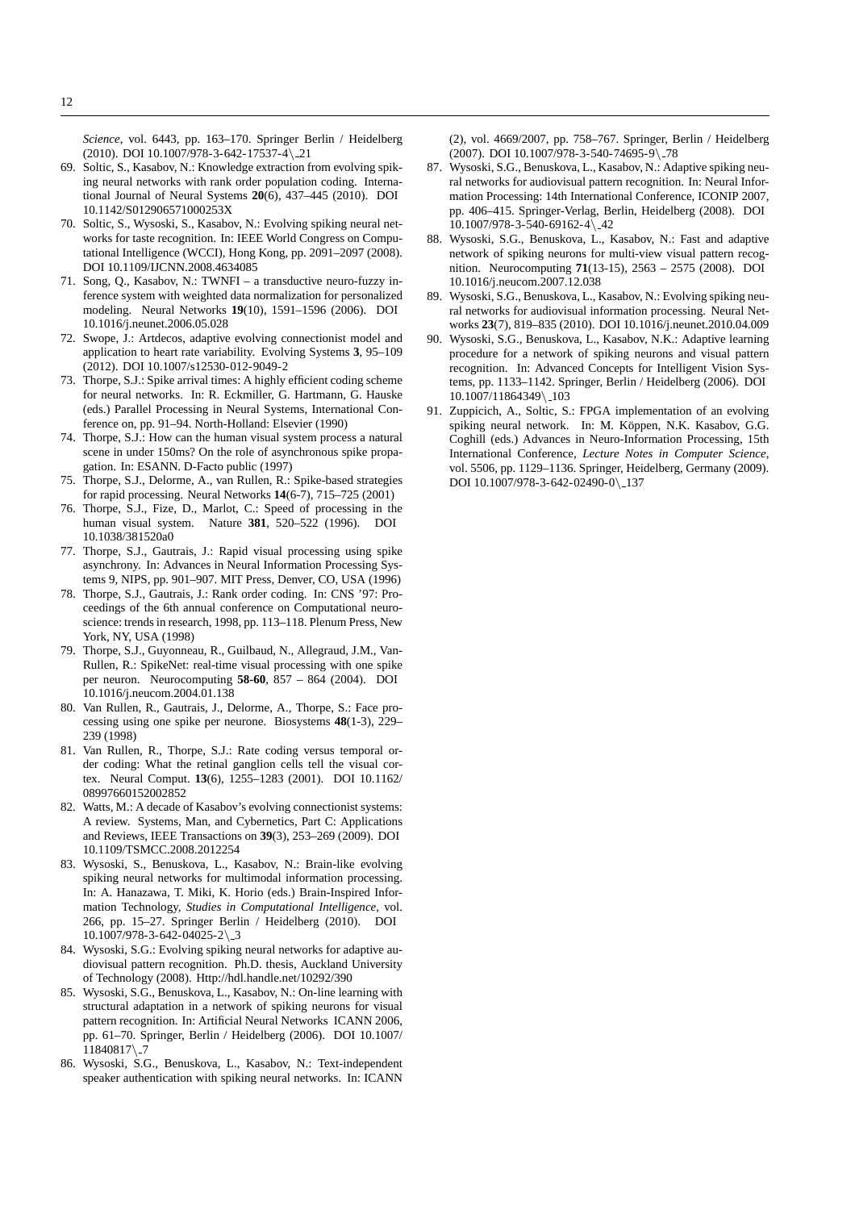*Science*, vol. 6443, pp. 163–170. Springer Berlin / Heidelberg (2010). DOI 10.1007/978-3-642-17537-4\_21

69. Soltic, S., Kasabov, N.: Knowledge extraction from evolving spiking neural networks with rank order population coding. International Journal of Neural Systems **20**(6), 437–445 (2010). DOI 10.1142/S012906571000253X
70. Soltic, S., Wysoski, S., Kasabov, N.: Evolving spiking neural networks for taste recognition. In: IEEE World Congress on Computational Intelligence (WCCI), Hong Kong, pp. 2091–2097 (2008). DOI 10.1109/IJCNN.2008.4634085
71. Song, Q., Kasabov, N.: TWNFI – a transductive neuro-fuzzy inference system with weighted data normalization for personalized modeling. Neural Networks **19**(10), 1591–1596 (2006). DOI 10.1016/j.neunet.2006.05.028
72. Swope, J.: Artdecos, adaptive evolving connectionist model and application to heart rate variability. Evolving Systems **3**, 95–109 (2012). DOI 10.1007/s12530-012-9049-2
73. Thorpe, S.J.: Spike arrival times: A highly efficient coding scheme for neural networks. In: R. Eckmiller, G. Hartmann, G. Hauske (eds.) Parallel Processing in Neural Systems, International Conference on, pp. 91–94. North-Holland: Elsevier (1990)
74. Thorpe, S.J.: How can the human visual system process a natural scene in under 150ms? On the role of asynchronous spike propagation. In: ESANN. D-Facto public (1997)
75. Thorpe, S.J., Delorme, A., van Rullen, R.: Spike-based strategies for rapid processing. Neural Networks **14**(6-7), 715–725 (2001)
76. Thorpe, S.J., Fize, D., Marlot, C.: Speed of processing in the human visual system. Nature **381**, 520–522 (1996). DOI 10.1038/381520a0
77. Thorpe, S.J., Gautrais, J.: Rapid visual processing using spike asynchrony. In: Advances in Neural Information Processing Systems 9, NIPS, pp. 901–907. MIT Press, Denver, CO, USA (1996)
78. Thorpe, S.J., Gautrais, J.: Rank order coding. In: CNS '97: Proceedings of the 6th annual conference on Computational neuroscience: trends in research, 1998, pp. 113–118. Plenum Press, New York, NY, USA (1998)
79. Thorpe, S.J., Guyonneau, R., Guilbaud, N., Allegraud, J.M., VanRullen, R.: SpikeNet: real-time visual processing with one spike per neuron. Neurocomputing **58-60**, 857 – 864 (2004). DOI 10.1016/j.neucom.2004.01.138
80. Van Rullen, R., Gautrais, J., Delorme, A., Thorpe, S.: Face processing using one spike per neurone. Biosystems **48**(1-3), 229–239 (1998)
81. Van Rullen, R., Thorpe, S.J.: Rate coding versus temporal order coding: What the retinal ganglion cells tell the visual cortex. Neural Comput. **13**(6), 1255–1283 (2001). DOI 10.1162/08997660152002852
82. Watts, M.: A decade of Kasabov's evolving connectionist systems: A review. Systems, Man, and Cybernetics, Part C: Applications and Reviews, IEEE Transactions on **39**(3), 253–269 (2009). DOI 10.1109/TSMCC.2008.2012254
83. Wysoski, S., Benuskova, L., Kasabov, N.: Brain-like evolving spiking neural networks for multimodal information processing. In: A. Hanazawa, T. Miki, K. Horio (eds.) Brain-Inspired Information Technology, *Studies in Computational Intelligence*, vol. 266, pp. 15–27. Springer Berlin / Heidelberg (2010). DOI 10.1007/978-3-642-04025-2\_3
84. Wysoski, S.G.: Evolving spiking neural networks for adaptive audiovisual pattern recognition. Ph.D. thesis, Auckland University of Technology (2008). Http://hdl.handle.net/10292/390
85. Wysoski, S.G., Benuskova, L., Kasabov, N.: On-line learning with structural adaptation in a network of spiking neurons for visual pattern recognition. In: Artificial Neural Networks ICANN 2006, pp. 61–70. Springer, Berlin / Heidelberg (2006). DOI 10.1007/11840817\_7
86. Wysoski, S.G., Benuskova, L., Kasabov, N.: Text-independent speaker authentication with spiking neural networks. In: ICANN (2), vol. 4669/2007, pp. 758–767. Springer, Berlin / Heidelberg (2007). DOI 10.1007/978-3-540-74695-9\_78
87. Wysoski, S.G., Benuskova, L., Kasabov, N.: Adaptive spiking neural networks for audiovisual pattern recognition. In: Neural Information Processing: 14th International Conference, ICONIP 2007, pp. 406–415. Springer-Verlag, Berlin, Heidelberg (2008). DOI 10.1007/978-3-540-69162-4\_42
88. Wysoski, S.G., Benuskova, L., Kasabov, N.: Fast and adaptive network of spiking neurons for multi-view visual pattern recognition. Neurocomputing **71**(13-15), 2563 – 2575 (2008). DOI 10.1016/j.neucom.2007.12.038
89. Wysoski, S.G., Benuskova, L., Kasabov, N.: Evolving spiking neural networks for audiovisual information processing. Neural Networks **23**(7), 819–835 (2010). DOI 10.1016/j.neunet.2010.04.009
90. Wysoski, S.G., Benuskova, L., Kasabov, N.K.: Adaptive learning procedure for a network of spiking neurons and visual pattern recognition. In: Advanced Concepts for Intelligent Vision Systems, pp. 1133–1142. Springer, Berlin / Heidelberg (2006). DOI 10.1007/11864349\_103
91. Zuppicich, A., Soltic, S.: FPGA implementation of an evolving spiking neural network. In: M. Köppen, N.K. Kasabov, G.G. Coghill (eds.) Advances in Neuro-Information Processing, 15th International Conference, *Lecture Notes in Computer Science*, vol. 5506, pp. 1129–1136. Springer, Heidelberg, Germany (2009). DOI 10.1007/978-3-642-02490-0\_137